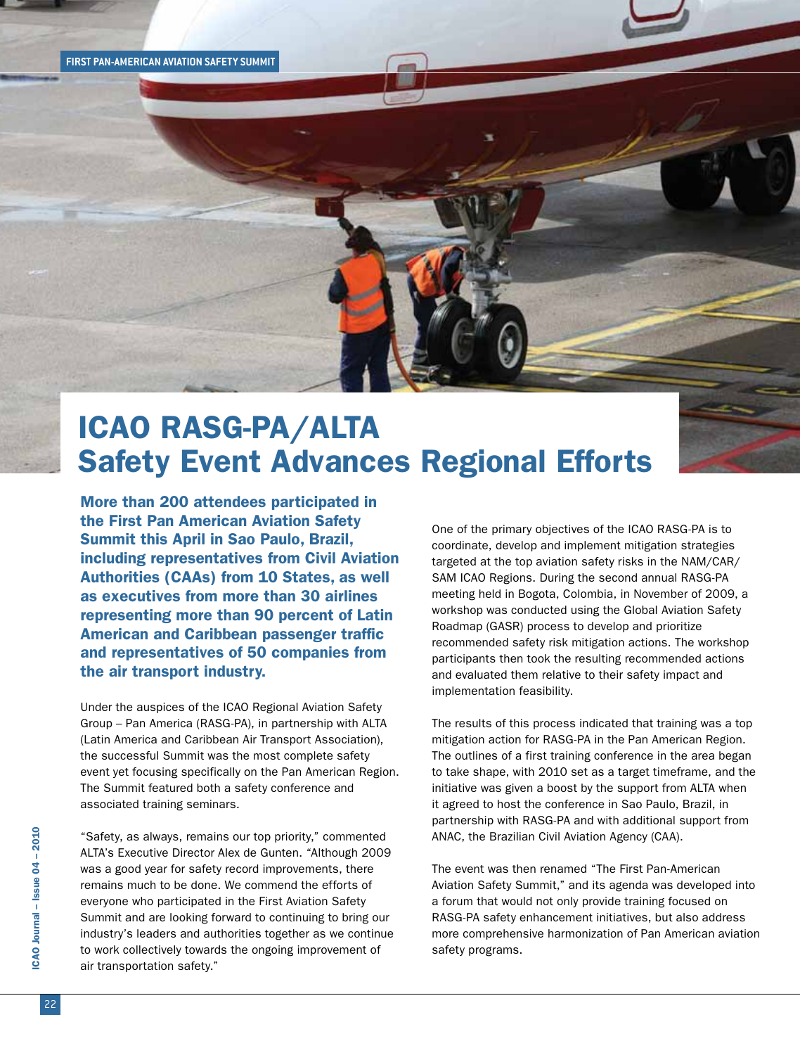# ICAO RASG-PA/ALTA Safety Event Advances Regional Efforts

**More than 200 attendees participated in the First Pan American Aviation Safety Summit this April in Sao Paulo, Brazil, including representatives from Civil Aviation Authorities (CAAs) from 10 States, as well as executives from more than 30 airlines representing more than 90 percent of Latin American and Caribbean passenger traffic and representatives of 50 companies from the air transport industry.**

Under the auspices of the ICAO Regional Aviation Safety Group – Pan America (RASG-PA), in partnership with ALTA (Latin America and Caribbean Air Transport Association), the successful Summit was the most complete safety event yet focusing specifically on the Pan American Region. The Summit featured both a safety conference and associated training seminars.

"Safety, as always, remains our top priority," commented ALTA's Executive Director Alex de Gunten. "Although 2009 was a good year for safety record improvements, there remains much to be done. We commend the efforts of everyone who participated in the First Aviation Safety Summit and are looking forward to continuing to bring our industry's leaders and authorities together as we continue to work collectively towards the ongoing improvement of air transportation safety."

One of the primary objectives of the ICAO RASG-PA is to coordinate, develop and implement mitigation strategies targeted at the top aviation safety risks in the NAM/CAR/SAM ICAO Regions. During the second annual RASG-PA meeting held in Bogota, Colombia, in November of 2009, a workshop was conducted using the Global Aviation Safety Roadmap (GASR) process to develop and prioritize recommended safety risk mitigation actions. The workshop participants then took the resulting recommended actions and evaluated them relative to their safety impact and implementation feasibility.

The results of this process indicated that training was a top mitigation action for RASG-PA in the Pan American Region. The outlines of a first training conference in the area began to take shape, with 2010 set as a target timeframe, and the initiative was given a boost by the support from ALTA when it agreed to host the conference in Sao Paulo, Brazil, in partnership with RASG-PA and with additional support from ANAC, the Brazilian Civil Aviation Agency (CAA).

The event was then renamed "The First Pan-American Aviation Safety Summit," and its agenda was developed into a forum that would not only provide training focused on RASG-PA safety enhancement initiatives, but also address more comprehensive harmonization of Pan American aviation safety programs.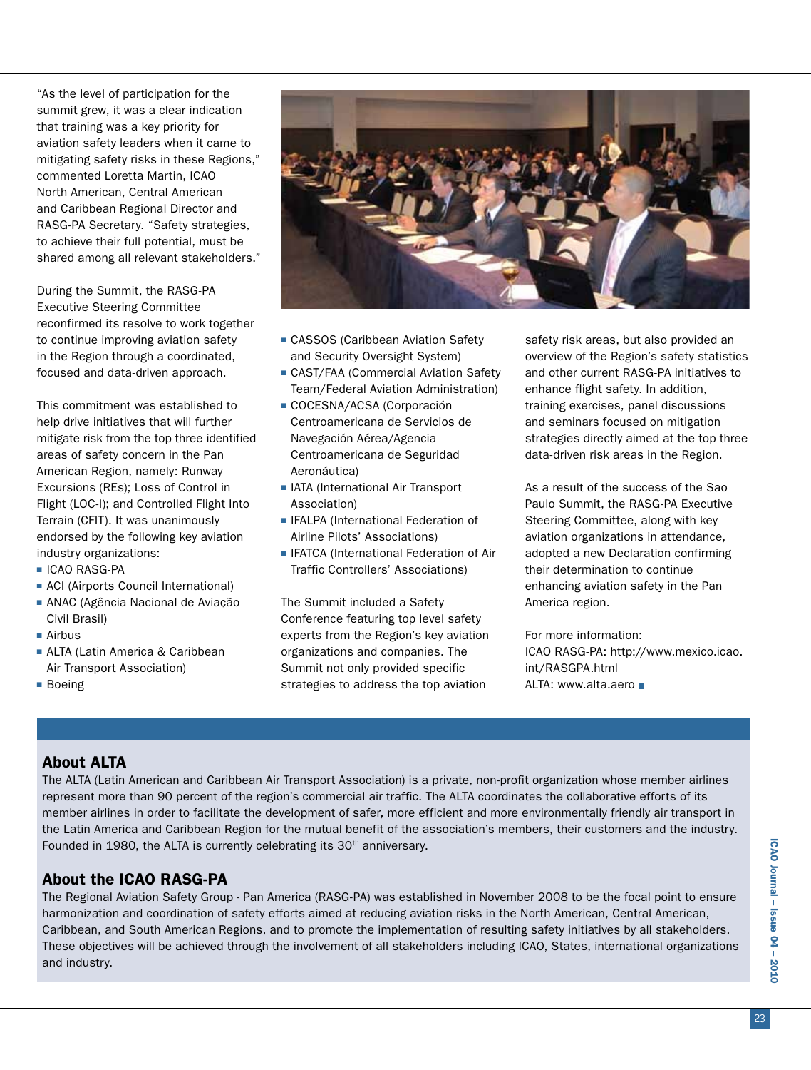"As the level of participation for the summit grew, it was a clear indication that training was a key priority for aviation safety leaders when it came to mitigating safety risks in these Regions," commented Loretta Martin, ICAO North American, Central American and Caribbean Regional Director and RASG-PA Secretary. "Safety strategies, to achieve their full potential, must be shared among all relevant stakeholders."

During the Summit, the RASG-PA Executive Steering Committee reconfirmed its resolve to work together to continue improving aviation safety in the Region through a coordinated, focused and data-driven approach.

This commitment was established to help drive initiatives that will further mitigate risk from the top three identified areas of safety concern in the Pan American Region, namely: Runway Excursions (REs); Loss of Control in Flight (LOC-I); and Controlled Flight Into Terrain (CFIT). It was unanimously endorsed by the following key aviation industry organizations:

- ICAO RASG-PA
- ACI (Airports Council International)
- ANAC (Agência Nacional de Aviação Civil Brasil)
- Airbus
- ALTA (Latin America & Caribbean Air Transport Association)
- Boeing
- CASSOS (Caribbean Aviation Safety and Security Oversight System)
- CAST/FAA (Commercial Aviation Safety Team/Federal Aviation Administration)
- COCESNA/ACSA (Corporación Centroamericana de Servicios de Navegación Aérea/Agencia Centroamericana de Seguridad Aeronáutica)
- IATA (International Air Transport Association)
- IFALPA (International Federation of Airline Pilots' Associations)
- IFATCA (International Federation of Air Traffic Controllers' Associations)

The Summit included a Safety Conference featuring top level safety experts from the Region's key aviation organizations and companies. The Summit not only provided specific strategies to address the top aviation safety risk areas, but also provided an overview of the Region's safety statistics and other current RASG-PA initiatives to enhance flight safety. In addition, training exercises, panel discussions and seminars focused on mitigation strategies directly aimed at the top three data-driven risk areas in the Region.

As a result of the success of the Sao Paulo Summit, the RASG-PA Executive Steering Committee, along with key aviation organizations in attendance, adopted a new Declaration confirming their determination to continue enhancing aviation safety in the Pan America region.

For more information:
ICAO RASG-PA: http://www.mexico.icao.int/RASGPA.html
ALTA: www.alta.aero

## About ALTA

The ALTA (Latin American and Caribbean Air Transport Association) is a private, non-profit organization whose member airlines represent more than 90 percent of the region's commercial air traffic. The ALTA coordinates the collaborative efforts of its member airlines in order to facilitate the development of safer, more efficient and more environmentally friendly air transport in the Latin America and Caribbean Region for the mutual benefit of the association's members, their customers and the industry. Founded in 1980, the ALTA is currently celebrating its 30th anniversary.

## About the ICAO RASG-PA

The Regional Aviation Safety Group - Pan America (RASG-PA) was established in November 2008 to be the focal point to ensure harmonization and coordination of safety efforts aimed at reducing aviation risks in the North American, Central American, Caribbean, and South American Regions, and to promote the implementation of resulting safety initiatives by all stakeholders. These objectives will be achieved through the involvement of all stakeholders including ICAO, States, international organizations and industry.